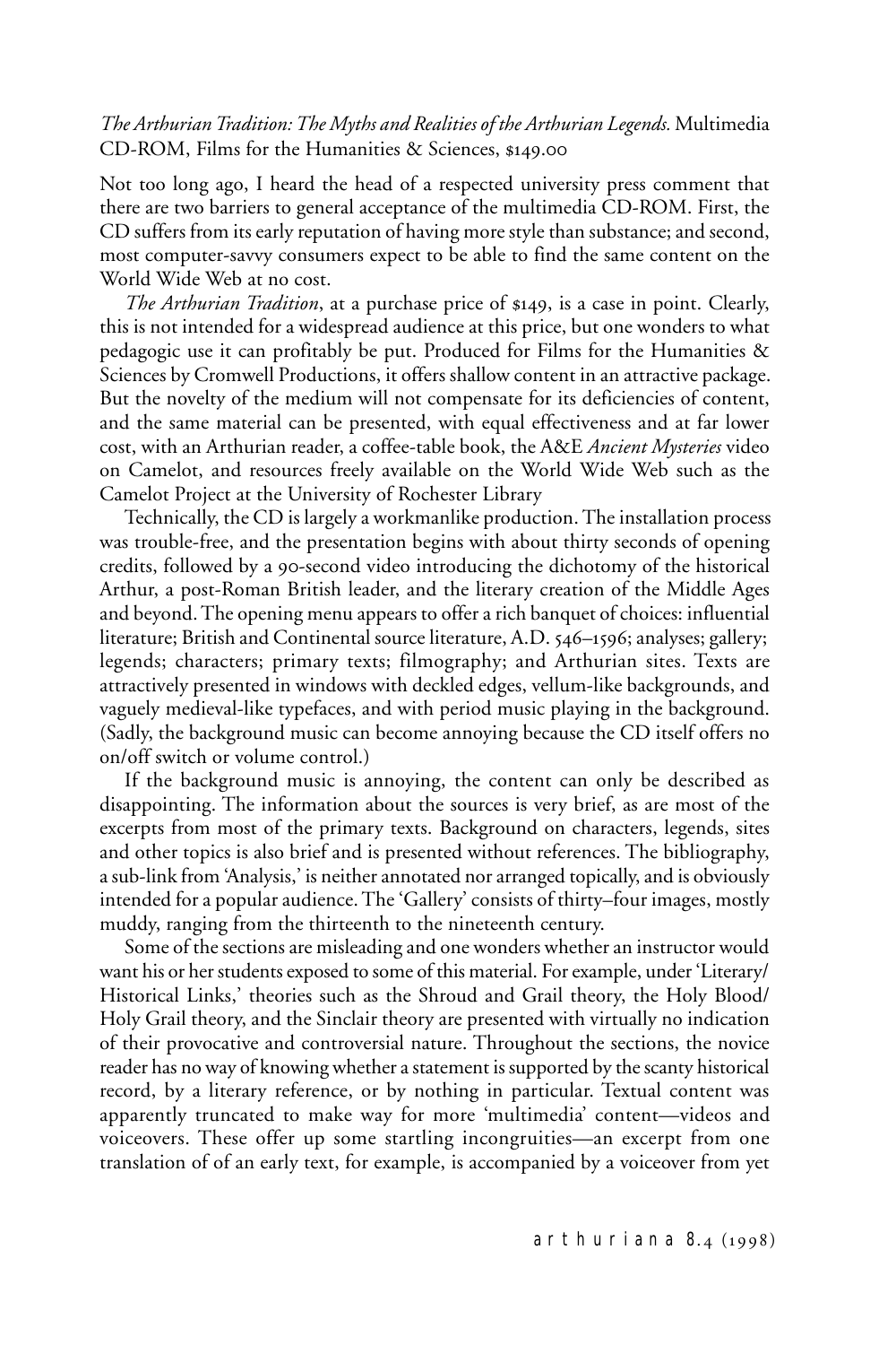*The Arthurian Tradition: The Myths and Realities of the Arthurian Legends.* Multimedia CD-ROM, Films for the Humanities & Sciences, $149.00

Not too long ago, I heard the head of a respected university press comment that there are two barriers to general acceptance of the multimedia CD-ROM. First, the CD suffers from its early reputation of having more style than substance; and second, most computer-savvy consumers expect to be able to find the same content on the World Wide Web at no cost.

*The Arthurian Tradition*, at a purchase price of $149, is a case in point. Clearly, this is not intended for a widespread audience at this price, but one wonders to what pedagogic use it can profitably be put. Produced for Films for the Humanities & Sciences by Cromwell Productions, it offers shallow content in an attractive package. But the novelty of the medium will not compensate for its deficiencies of content, and the same material can be presented, with equal effectiveness and at far lower cost, with an Arthurian reader, a coffee-table book, the A&E *Ancient Mysteries* video on Camelot, and resources freely available on the World Wide Web such as the Camelot Project at the University of Rochester Library

Technically, the CD is largely a workmanlike production. The installation process was trouble-free, and the presentation begins with about thirty seconds of opening credits, followed by a 90-second video introducing the dichotomy of the historical Arthur, a post-Roman British leader, and the literary creation of the Middle Ages and beyond. The opening menu appears to offer a rich banquet of choices: influential literature; British and Continental source literature, A.D. 546–1596; analyses; gallery; legends; characters; primary texts; filmography; and Arthurian sites. Texts are attractively presented in windows with deckled edges, vellum-like backgrounds, and vaguely medieval-like typefaces, and with period music playing in the background. (Sadly, the background music can become annoying because the CD itself offers no on/off switch or volume control.)

If the background music is annoying, the content can only be described as disappointing. The information about the sources is very brief, as are most of the excerpts from most of the primary texts. Background on characters, legends, sites and other topics is also brief and is presented without references. The bibliography, a sub-link from 'Analysis,' is neither annotated nor arranged topically, and is obviously intended for a popular audience. The 'Gallery' consists of thirty–four images, mostly muddy, ranging from the thirteenth to the nineteenth century.

Some of the sections are misleading and one wonders whether an instructor would want his or her students exposed to some of this material. For example, under 'Literary/Historical Links,' theories such as the Shroud and Grail theory, the Holy Blood/Holy Grail theory, and the Sinclair theory are presented with virtually no indication of their provocative and controversial nature. Throughout the sections, the novice reader has no way of knowing whether a statement is supported by the scanty historical record, by a literary reference, or by nothing in particular. Textual content was apparently truncated to make way for more 'multimedia' content—videos and voiceovers. These offer up some startling incongruities—an excerpt from one translation of of an early text, for example, is accompanied by a voiceover from yet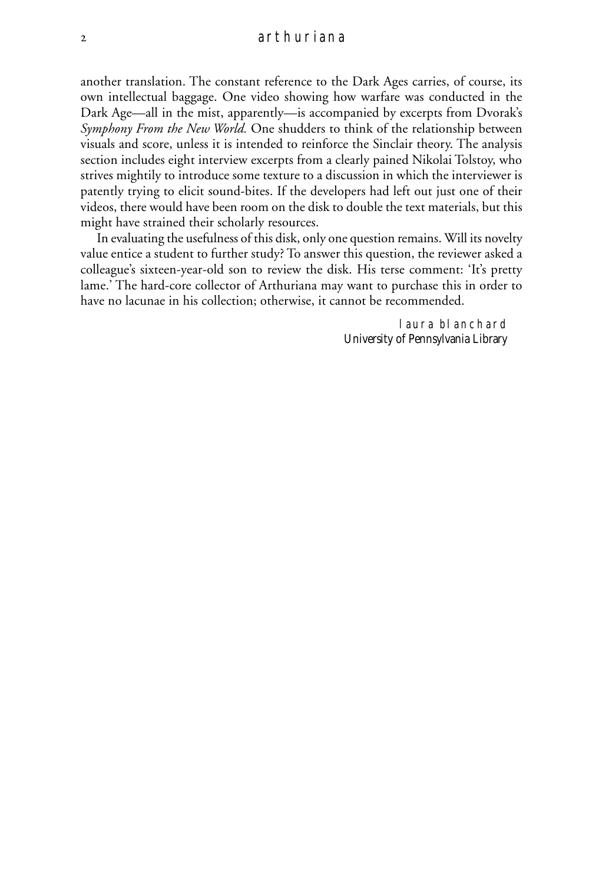another translation. The constant reference to the Dark Ages carries, of course, its own intellectual baggage. One video showing how warfare was conducted in the Dark Age—all in the mist, apparently—is accompanied by excerpts from Dvorak's *Symphony From the New World.* One shudders to think of the relationship between visuals and score, unless it is intended to reinforce the Sinclair theory. The analysis section includes eight interview excerpts from a clearly pained Nikolai Tolstoy, who strives mightily to introduce some texture to a discussion in which the interviewer is patently trying to elicit sound-bites. If the developers had left out just one of their videos, there would have been room on the disk to double the text materials, but this might have strained their scholarly resources.

In evaluating the usefulness of this disk, only one question remains. Will its novelty value entice a student to further study? To answer this question, the reviewer asked a colleague's sixteen-year-old son to review the disk. His terse comment: 'It's pretty lame.' The hard-core collector of Arthuriana may want to purchase this in order to have no lacunae in his collection; otherwise, it cannot be recommended.

laura blanchard
University of Pennsylvania Library